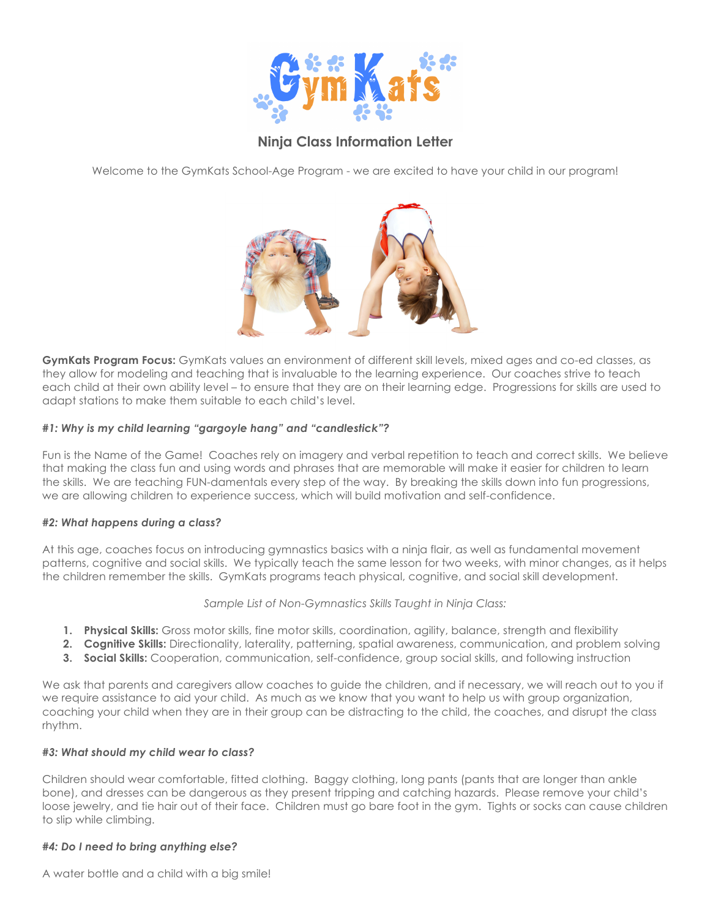# GymKats

## Ninja Class Information Letter

Welcome to the GymKats School-Age Program - we are excited to have your child in our program!

**GymKats Program Focus:** GymKats values an environment of different skill levels, mixed ages and co-ed classes, as they allow for modeling and teaching that is invaluable to the learning experience. Our coaches strive to teach each child at their own ability level – to ensure that they are on their learning edge. Progressions for skills are used to adapt stations to make them suitable to each child's level.

### ***#1: Why is my child learning "gargoyle hang" and "candlestick"?***

Fun is the Name of the Game! Coaches rely on imagery and verbal repetition to teach and correct skills. We believe that making the class fun and using words and phrases that are memorable will make it easier for children to learn the skills. We are teaching FUN-damentals every step of the way. By breaking the skills down into fun progressions, we are allowing children to experience success, which will build motivation and self-confidence.

### ***#2: What happens during a class?***

At this age, coaches focus on introducing gymnastics basics with a ninja flair, as well as fundamental movement patterns, cognitive and social skills. We typically teach the same lesson for two weeks, with minor changes, as it helps the children remember the skills. GymKats programs teach physical, cognitive, and social skill development.

*Sample List of Non-Gymnastics Skills Taught in Ninja Class:*

1. **Physical Skills:** Gross motor skills, fine motor skills, coordination, agility, balance, strength and flexibility
2. **Cognitive Skills:** Directionality, laterality, patterning, spatial awareness, communication, and problem solving
3. **Social Skills:** Cooperation, communication, self-confidence, group social skills, and following instruction

We ask that parents and caregivers allow coaches to guide the children, and if necessary, we will reach out to you if we require assistance to aid your child. As much as we know that you want to help us with group organization, coaching your child when they are in their group can be distracting to the child, the coaches, and disrupt the class rhythm.

### ***#3: What should my child wear to class?***

Children should wear comfortable, fitted clothing. Baggy clothing, long pants (pants that are longer than ankle bone), and dresses can be dangerous as they present tripping and catching hazards. Please remove your child's loose jewelry, and tie hair out of their face. Children must go bare foot in the gym. Tights or socks can cause children to slip while climbing.

### ***#4: Do I need to bring anything else?***

A water bottle and a child with a big smile!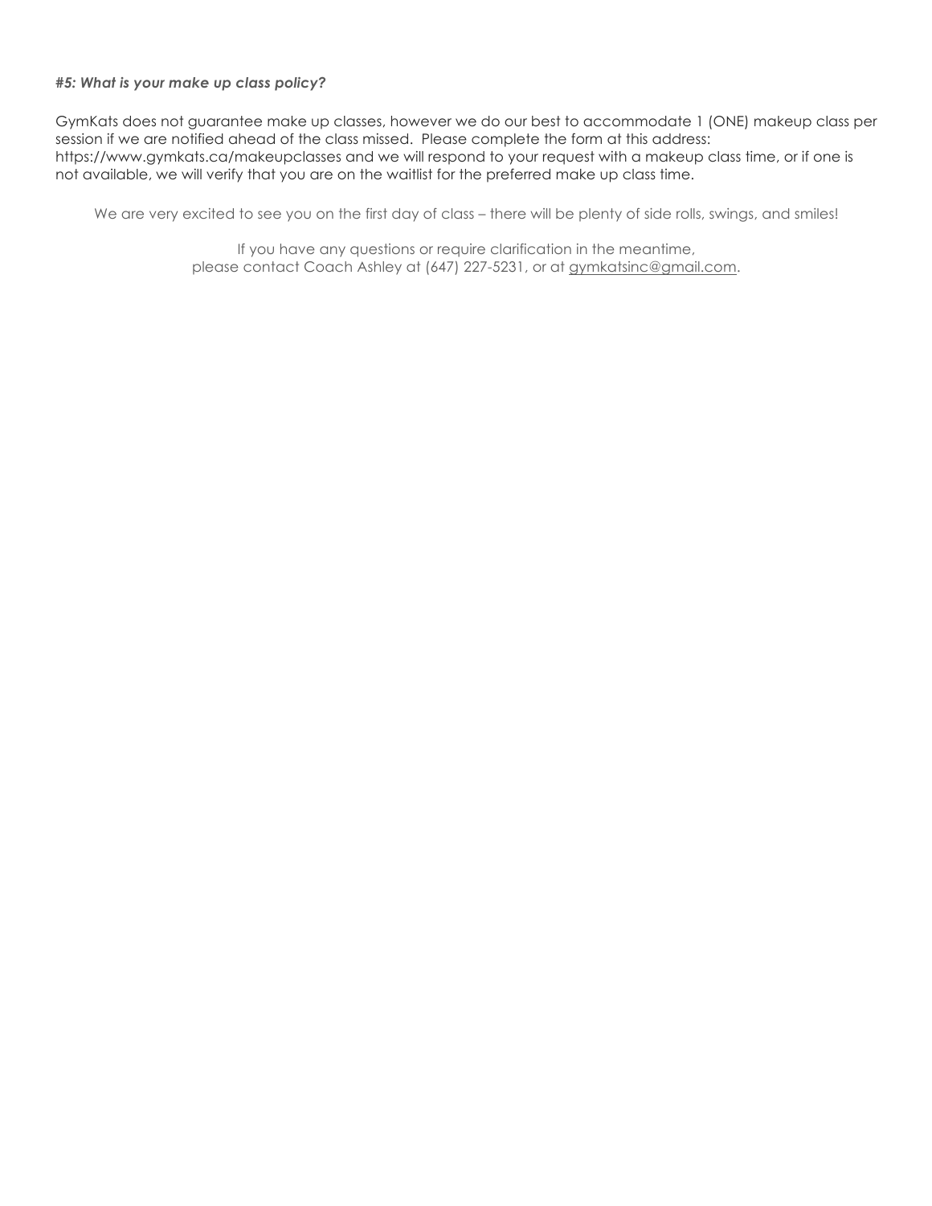***#5: What is your make up class policy?***

GymKats does not guarantee make up classes, however we do our best to accommodate 1 (ONE) makeup class per session if we are notified ahead of the class missed. Please complete the form at this address: https://www.gymkats.ca/makeupclasses and we will respond to your request with a makeup class time, or if one is not available, we will verify that you are on the waitlist for the preferred make up class time.

We are very excited to see you on the first day of class – there will be plenty of side rolls, swings, and smiles!

If you have any questions or require clarification in the meantime,
please contact Coach Ashley at (647) 227-5231, or at gymkatsinc@gmail.com.